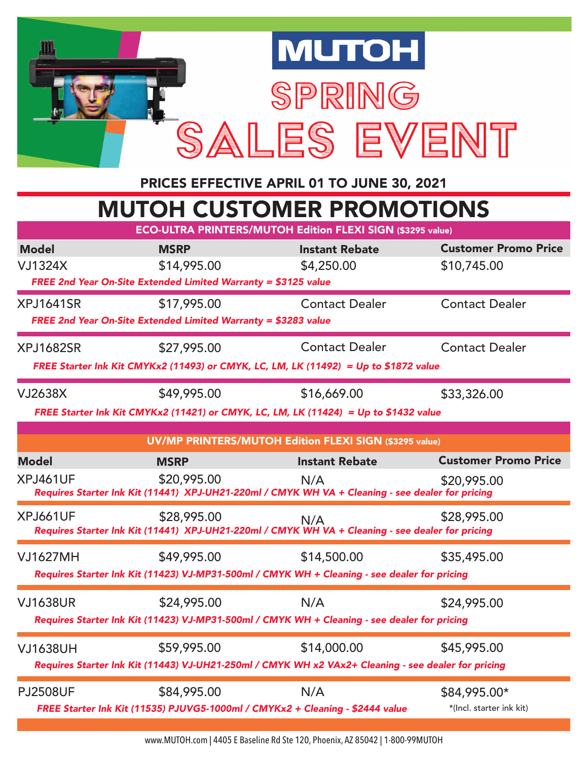# MUTOH

# SPRING SALES EVENT

**PRICES EFFECTIVE APRIL 01 TO JUNE 30, 2021**

## MUTOH CUSTOMER PROMOTIONS

### ECO-ULTRA PRINTERS/MUTOH Edition FLEXI SIGN ($3295 value)

| Model | MSRP | Instant Rebate | Customer Promo Price |
|---|---|---|---|
| VJ1324X | $14,995.00 | $4,250.00 | $10,745.00 |
| *FREE 2nd Year On-Site Extended Limited Warranty = $3125 value* | | | |
| XPJ1641SR | $17,995.00 | Contact Dealer | Contact Dealer |
| *FREE 2nd Year On-Site Extended Limited Warranty = $3283 value* | | | |
| XPJ1682SR | $27,995.00 | Contact Dealer | Contact Dealer |
| *FREE Starter Ink Kit CMYKx2 (11493) or CMYK, LC, LM, LK (11492) = Up to $1872 value* | | | |
| VJ2638X | $49,995.00 | $16,669.00 | $33,326.00 |
| *FREE Starter Ink Kit CMYKx2 (11421) or CMYK, LC, LM, LK (11424) = Up to $1432 value* | | | |

### UV/MP PRINTERS/MUTOH Edition FLEXI SIGN ($3295 value)

| Model | MSRP | Instant Rebate | Customer Promo Price |
|---|---|---|---|
| XPJ461UF | $20,995.00 | N/A | $20,995.00 |
| *Requires Starter Ink Kit (11441) XPJ-UH21-220ml / CMYK WH VA + Cleaning - see dealer for pricing* | | | |
| XPJ661UF | $28,995.00 | N/A | $28,995.00 |
| *Requires Starter Ink Kit (11441) XPJ-UH21-220ml / CMYK WH VA + Cleaning - see dealer for pricing* | | | |
| VJ1627MH | $49,995.00 | $14,500.00 | $35,495.00 |
| *Requires Starter Ink Kit (11423) VJ-MP31-500ml / CMYK WH + Cleaning - see dealer for pricing* | | | |
| VJ1638UR | $24,995.00 | N/A | $24,995.00 |
| *Requires Starter Ink Kit (11423) VJ-MP31-500ml / CMYK WH + Cleaning - see dealer for pricing* | | | |
| VJ1638UH | $59,995.00 | $14,000.00 | $45,995.00 |
| *Requires Starter Ink Kit (11443) VJ-UH21-250ml / CMYK WH x2 VAx2+ Cleaning - see dealer for pricing* | | | |
| PJ2508UF | $84,995.00 | N/A | $84,995.00* |
| *FREE Starter Ink Kit (11535) PJUVG5-1000ml / CMYKx2 + Cleaning - $2444 value* | | | *(Incl. starter ink kit) |

www.MUTOH.com | 4405 E Baseline Rd Ste 120, Phoenix, AZ 85042 | 1-800-99MUTOH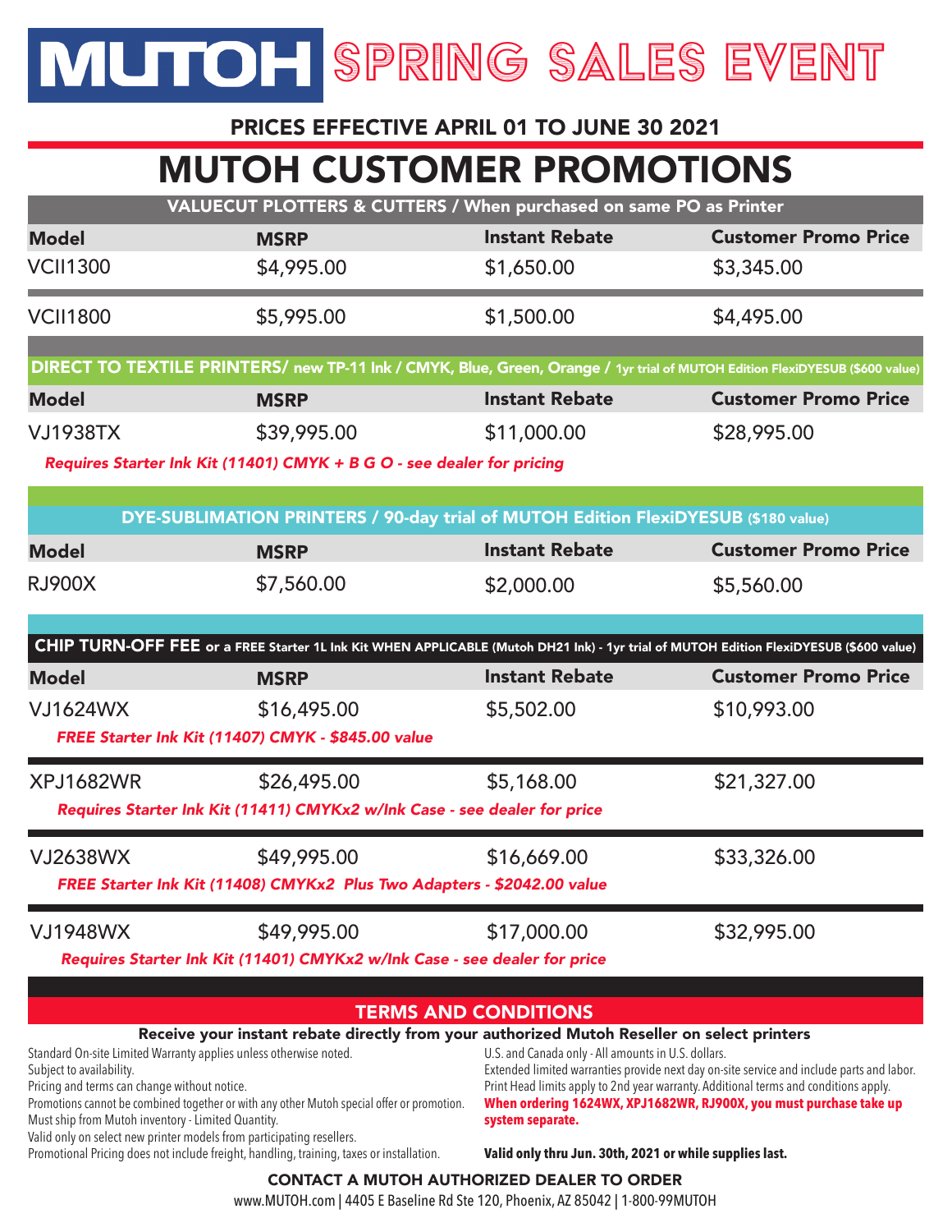# MUTOH SPRING SALES EVENT

**PRICES EFFECTIVE APRIL 01 TO JUNE 30 2021**

## MUTOH CUSTOMER PROMOTIONS

### VALUECUT PLOTTERS & CUTTERS / When purchased on same PO as Printer

| Model | MSRP | Instant Rebate | Customer Promo Price |
|---|---|---|---|
| VCII1300 | $4,995.00 | $1,650.00 | $3,345.00 |
| VCII1800 | $5,995.00 | $1,500.00 | $4,495.00 |

### DIRECT TO TEXTILE PRINTERS/ new TP-11 Ink / CMYK, Blue, Green, Orange / 1yr trial of MUTOH Edition FlexiDYESUB ($600 value)

| Model | MSRP | Instant Rebate | Customer Promo Price |
|---|---|---|---|
| VJ1938TX | $39,995.00 | $11,000.00 | $28,995.00 |

*Requires Starter Ink Kit (11401) CMYK + B G O - see dealer for pricing*

### DYE-SUBLIMATION PRINTERS / 90-day trial of MUTOH Edition FlexiDYESUB ($180 value)

| Model | MSRP | Instant Rebate | Customer Promo Price |
|---|---|---|---|
| RJ900X | $7,560.00 | $2,000.00 | $5,560.00 |

### CHIP TURN-OFF FEE or a FREE Starter 1L Ink Kit WHEN APPLICABLE (Mutoh DH21 Ink) - 1yr trial of MUTOH Edition FlexiDYESUB ($600 value)

| Model | MSRP | Instant Rebate | Customer Promo Price |
|---|---|---|---|
| VJ1624WX | $16,495.00 | $5,502.00 | $10,993.00 |
| *FREE Starter Ink Kit (11407) CMYK - $845.00 value* | | | |
| XPJ1682WR | $26,495.00 | $5,168.00 | $21,327.00 |
| *Requires Starter Ink Kit (11411) CMYKx2 w/Ink Case - see dealer for price* | | | |
| VJ2638WX | $49,995.00 | $16,669.00 | $33,326.00 |
| *FREE Starter Ink Kit (11408) CMYKx2 Plus Two Adapters - $2042.00 value* | | | |
| VJ1948WX | $49,995.00 | $17,000.00 | $32,995.00 |
| *Requires Starter Ink Kit (11401) CMYKx2 w/Ink Case - see dealer for price* | | | |

### TERMS AND CONDITIONS

**Receive your instant rebate directly from your authorized Mutoh Reseller on select printers**

Standard On-site Limited Warranty applies unless otherwise noted.
Subject to availability.
Pricing and terms can change without notice.
Promotions cannot be combined together or with any other Mutoh special offer or promotion.
Must ship from Mutoh inventory - Limited Quantity.
Valid only on select new printer models from participating resellers.
Promotional Pricing does not include freight, handling, training, taxes or installation.

U.S. and Canada only - All amounts in U.S. dollars.
Extended limited warranties provide next day on-site service and include parts and labor.
Print Head limits apply to 2nd year warranty. Additional terms and conditions apply.
**When ordering 1624WX, XPJ1682WR, RJ900X, you must purchase take up system separate.**

**Valid only thru Jun. 30th, 2021 or while supplies last.**

**CONTACT A MUTOH AUTHORIZED DEALER TO ORDER**

www.MUTOH.com | 4405 E Baseline Rd Ste 120, Phoenix, AZ 85042 | 1-800-99MUTOH